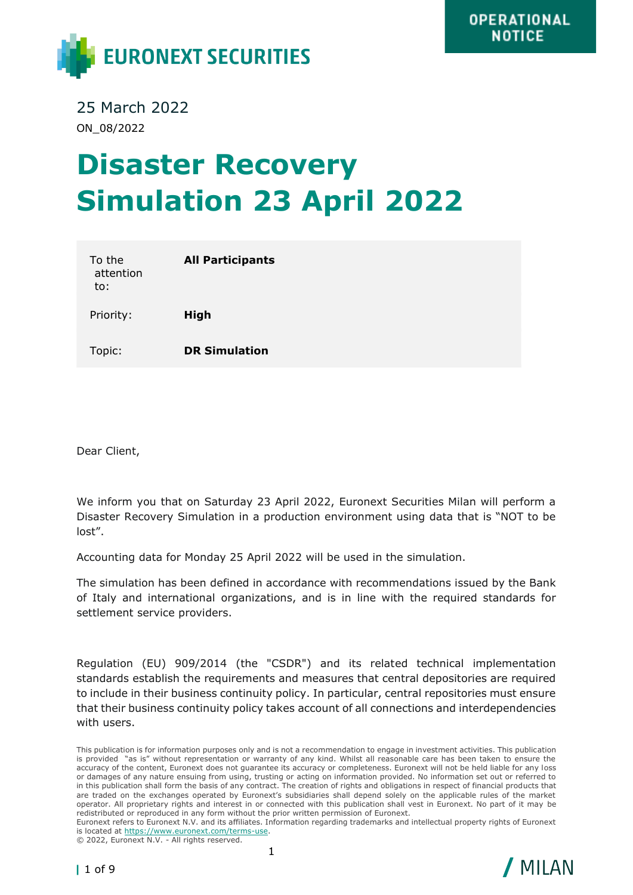OPERATIONAL NOTICE

EURONEXT SECURITIES

25 March 2022

ON_08/2022

# Disaster Recovery Simulation 23 April 2022

| | |
|---|---|
| To the attention to: | **All Participants** |
| Priority: | **High** |
| Topic: | **DR Simulation** |

Dear Client,

We inform you that on Saturday 23 April 2022, Euronext Securities Milan will perform a Disaster Recovery Simulation in a production environment using data that is "NOT to be lost".

Accounting data for Monday 25 April 2022 will be used in the simulation.

The simulation has been defined in accordance with recommendations issued by the Bank of Italy and international organizations, and is in line with the required standards for settlement service providers.

Regulation (EU) 909/2014 (the "CSDR") and its related technical implementation standards establish the requirements and measures that central depositories are required to include in their business continuity policy. In particular, central repositories must ensure that their business continuity policy takes account of all connections and interdependencies with users.

This publication is for information purposes only and is not a recommendation to engage in investment activities. This publication is provided "as is" without representation or warranty of any kind. Whilst all reasonable care has been taken to ensure the accuracy of the content, Euronext does not guarantee its accuracy or completeness. Euronext will not be held liable for any loss or damages of any nature ensuing from using, trusting or acting on information provided. No information set out or referred to in this publication shall form the basis of any contract. The creation of rights and obligations in respect of financial products that are traded on the exchanges operated by Euronext's subsidiaries shall depend solely on the applicable rules of the market operator. All proprietary rights and interest in or connected with this publication shall vest in Euronext. No part of it may be redistributed or reproduced in any form without the prior written permission of Euronext.
Euronext refers to Euronext N.V. and its affiliates. Information regarding trademarks and intellectual property rights of Euronext is located at https://www.euronext.com/terms-use.
© 2022, Euronext N.V. - All rights reserved.

MILAN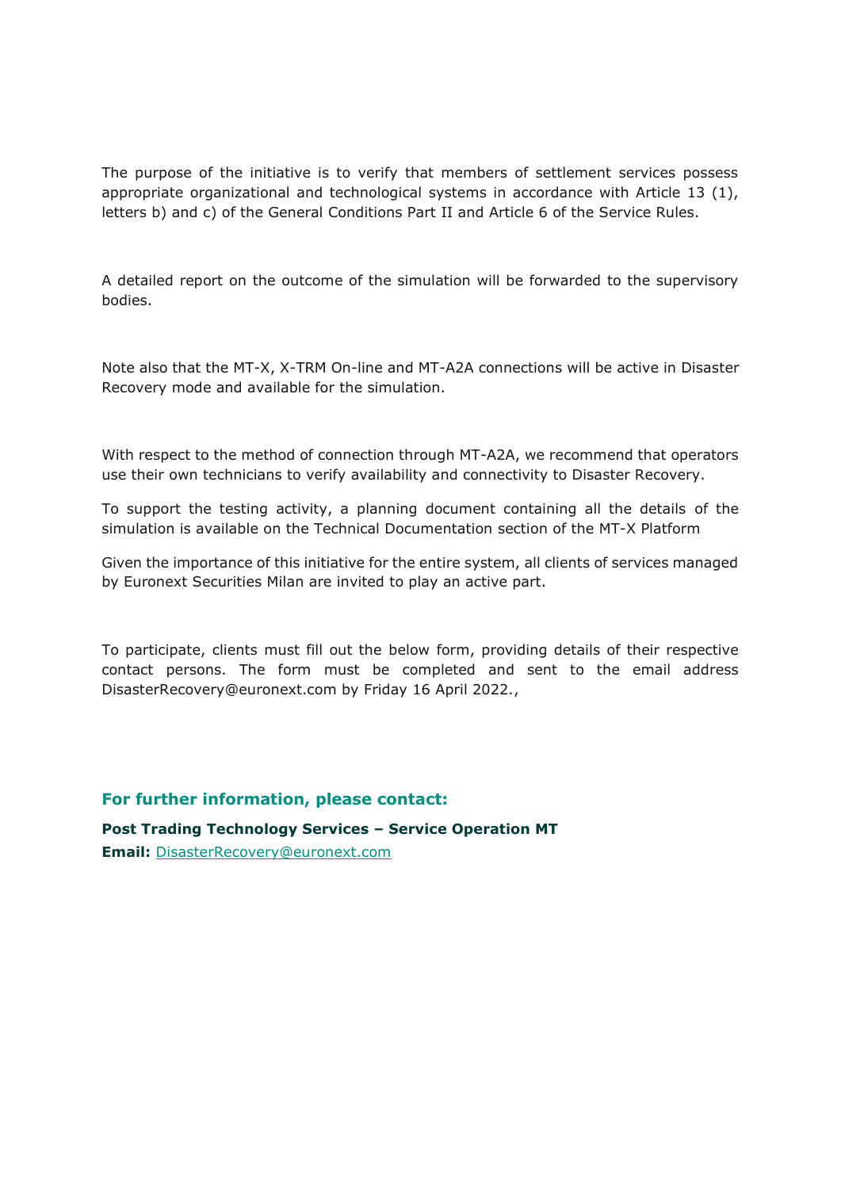The purpose of the initiative is to verify that members of settlement services possess appropriate organizational and technological systems in accordance with Article 13 (1), letters b) and c) of the General Conditions Part II and Article 6 of the Service Rules.

A detailed report on the outcome of the simulation will be forwarded to the supervisory bodies.

Note also that the MT-X, X-TRM On-line and MT-A2A connections will be active in Disaster Recovery mode and available for the simulation.

With respect to the method of connection through MT-A2A, we recommend that operators use their own technicians to verify availability and connectivity to Disaster Recovery.

To support the testing activity, a planning document containing all the details of the simulation is available on the Technical Documentation section of the MT-X Platform

Given the importance of this initiative for the entire system, all clients of services managed by Euronext Securities Milan are invited to play an active part.

To participate, clients must fill out the below form, providing details of their respective contact persons. The form must be completed and sent to the email address DisasterRecovery@euronext.com by Friday 16 April 2022.,

### For further information, please contact:

**Post Trading Technology Services – Service Operation MT**
**Email:** DisasterRecovery@euronext.com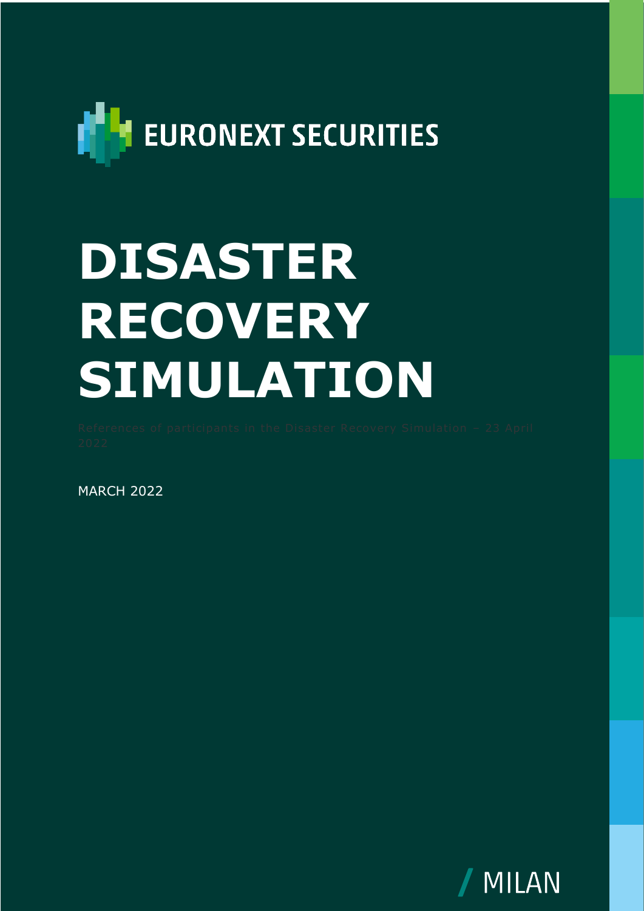EURONEXT SECURITIES

# DISASTER RECOVERY SIMULATION

References of participants in the Disaster Recovery Simulation – 23 April 2022

MARCH 2022

MILAN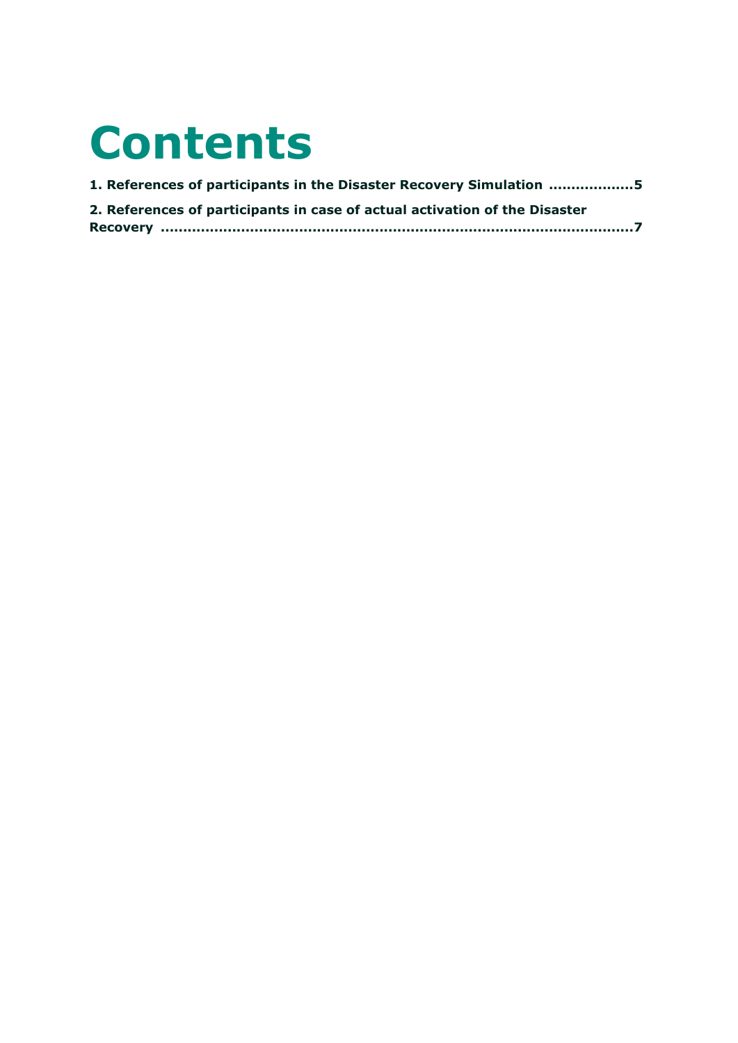# Contents

**1. References of participants in the Disaster Recovery Simulation ..................5**

**2. References of participants in case of actual activation of the Disaster Recovery ..........................................................................................................7**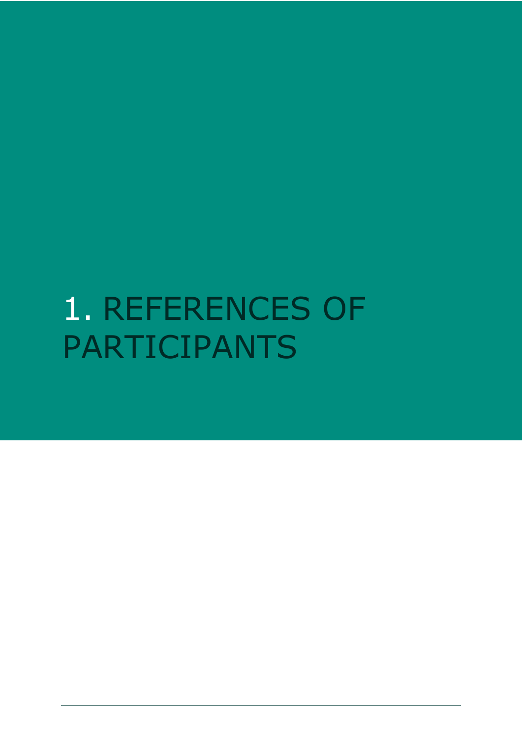# 1. REFERENCES OF PARTICIPANTS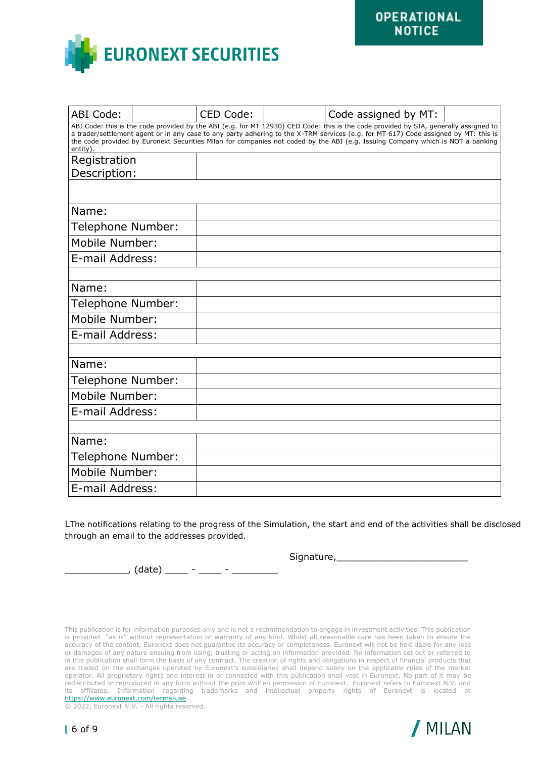| ABI Code: | | CED Code: | | Code assigned by MT: | |
|---|---|---|---|---|---|
| ABI Code: this is the code provided by the ABI (e.g. for MT 12930) CED Code: this is the code provided by SIA, generally assigned to a trader/settlement agent or in any case to any party adhering to the X-TRM services (e.g. for MT 617) Code assigned by MT: this is the code provided by Euronext Securities Milan for companies not coded by the ABI (e.g. Issuing Company which is NOT a banking entity). | | | | | |
| Registration Description: | | | | | |
| | | | | | |
| Name: | | | | | |
| Telephone Number: | | | | | |
| Mobile Number: | | | | | |
| E-mail Address: | | | | | |
| | | | | | |
| Name: | | | | | |
| Telephone Number: | | | | | |
| Mobile Number: | | | | | |
| E-mail Address: | | | | | |
| | | | | | |
| Name: | | | | | |
| Telephone Number: | | | | | |
| Mobile Number: | | | | | |
| E-mail Address: | | | | | |
| | | | | | |
| Name: | | | | | |
| Telephone Number: | | | | | |
| Mobile Number: | | | | | |
| E-mail Address: | | | | | |

LThe notifications relating to the progress of the Simulation, the start and end of the activities shall be disclosed through an email to the addresses provided.

Signature,________________________

___________, (date) ____ - ____ - ________

This publication is for information purposes only and is not a recommendation to engage in investment activities. This publication is provided "as is" without representation or warranty of any kind. Whilst all reasonable care has been taken to ensure the accuracy of the content, Euronext does not guarantee its accuracy or completeness. Euronext will not be held liable for any loss or damages of any nature ensuing from using, trusting or acting on information provided. No information set out or referred to in this publication shall form the basis of any contract. The creation of rights and obligations in respect of financial products that are traded on the exchanges operated by Euronext's subsidiaries shall depend solely on the applicable rules of the market operator. All proprietary rights and interest in or connected with this publication shall vest in Euronext. No part of it may be redistributed or reproduced in any form without the prior written permission of Euronext. Euronext refers to Euronext N.V. and its affiliates. Information regarding trademarks and intellectual property rights of Euronext is located at https://www.euronext.com/terms-use.

© 2022, Euronext N.V. - All rights reserved.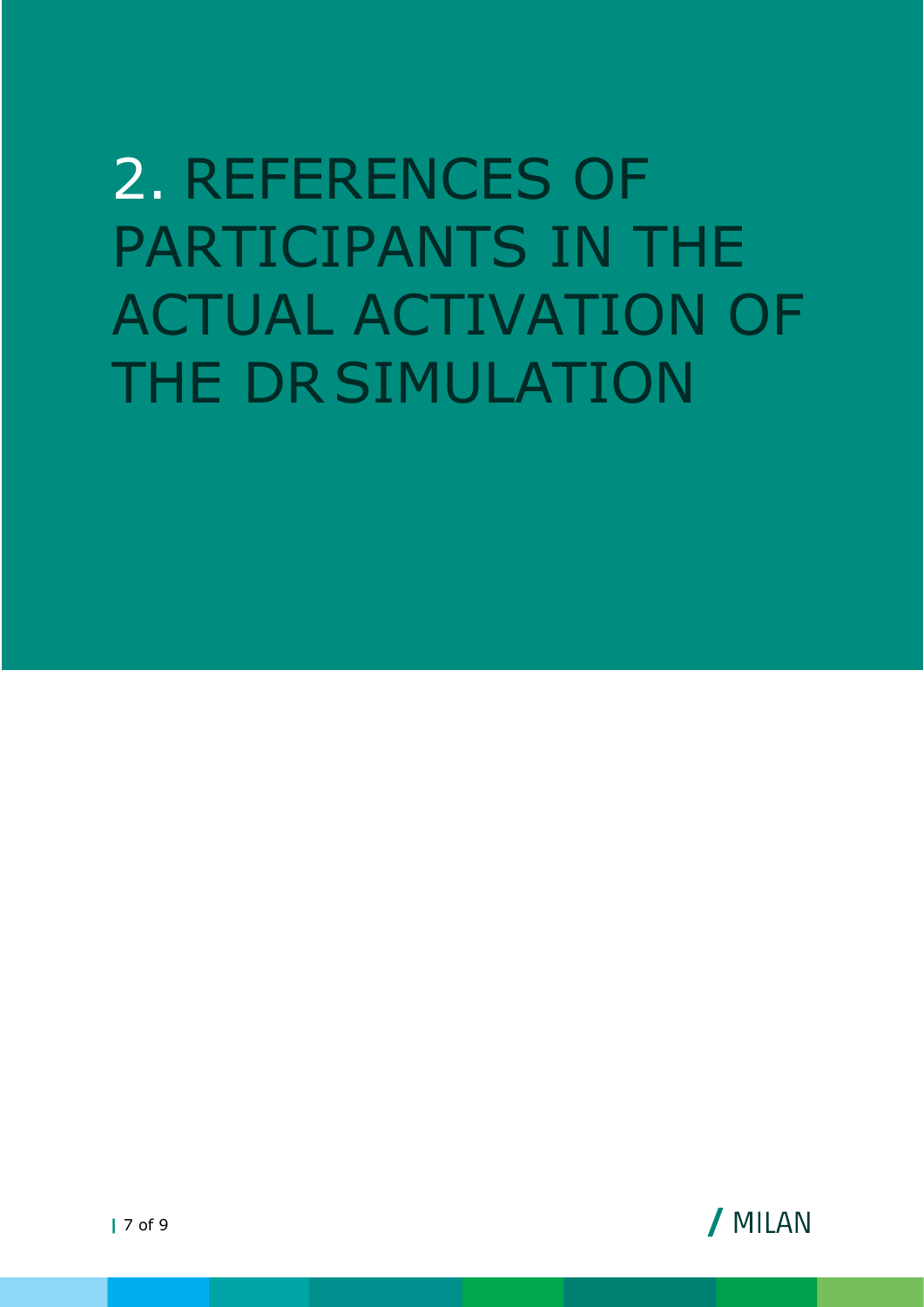# 2. REFERENCES OF PARTICIPANTS IN THE ACTUAL ACTIVATION OF THE DR SIMULATION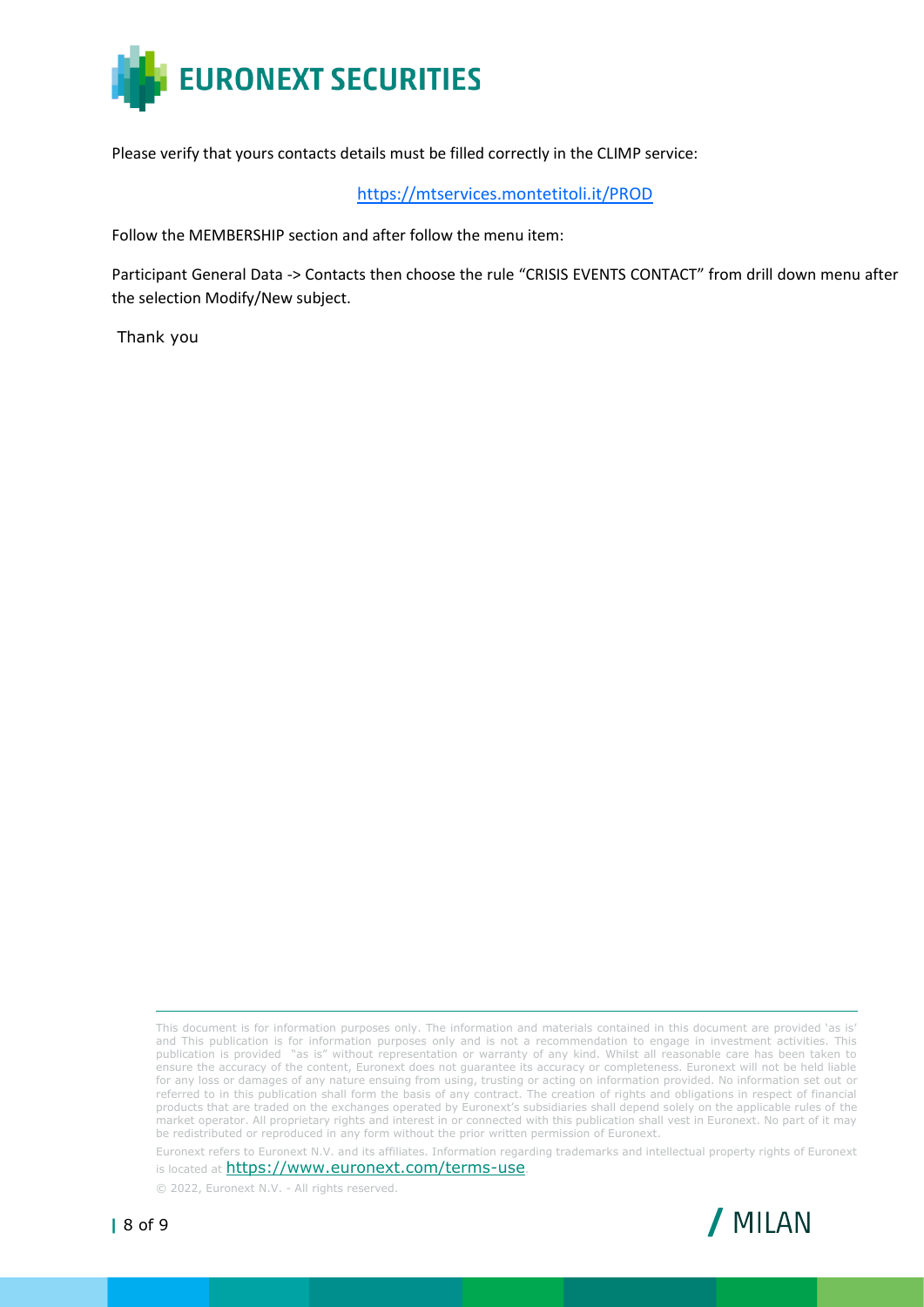Please verify that yours contacts details must be filled correctly in the CLIMP service:

https://mtservices.montetitoli.it/PROD

Follow the MEMBERSHIP section and after follow the menu item:

Participant General Data -> Contacts then choose the rule "CRISIS EVENTS CONTACT" from drill down menu after the selection Modify/New subject.

Thank you

This document is for information purposes only. The information and materials contained in this document are provided 'as is' and This publication is for information purposes only and is not a recommendation to engage in investment activities. This publication is provided "as is" without representation or warranty of any kind. Whilst all reasonable care has been taken to ensure the accuracy of the content, Euronext does not guarantee its accuracy or completeness. Euronext will not be held liable for any loss or damages of any nature ensuing from using, trusting or acting on information provided. No information set out or referred to in this publication shall form the basis of any contract. The creation of rights and obligations in respect of financial products that are traded on the exchanges operated by Euronext's subsidiaries shall depend solely on the applicable rules of the market operator. All proprietary rights and interest in or connected with this publication shall vest in Euronext. No part of it may be redistributed or reproduced in any form without the prior written permission of Euronext.

Euronext refers to Euronext N.V. and its affiliates. Information regarding trademarks and intellectual property rights of Euronext is located at https://www.euronext.com/terms-use.

© 2022, Euronext N.V. - All rights reserved.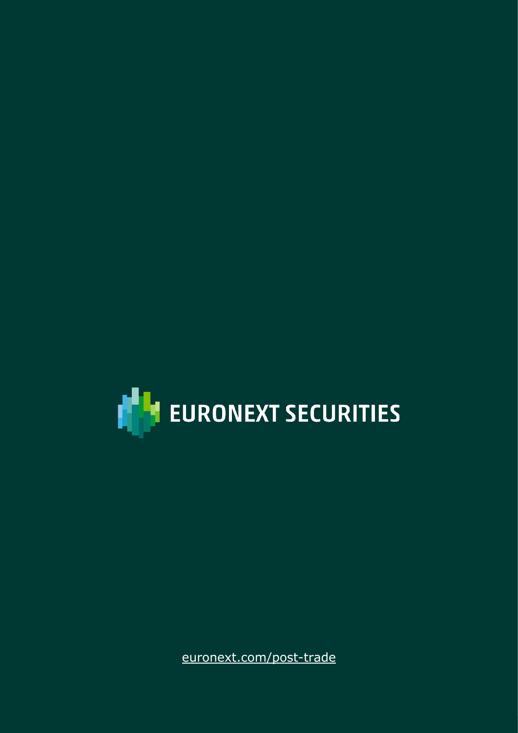EURONEXT SECURITIES

euronext.com/post-trade